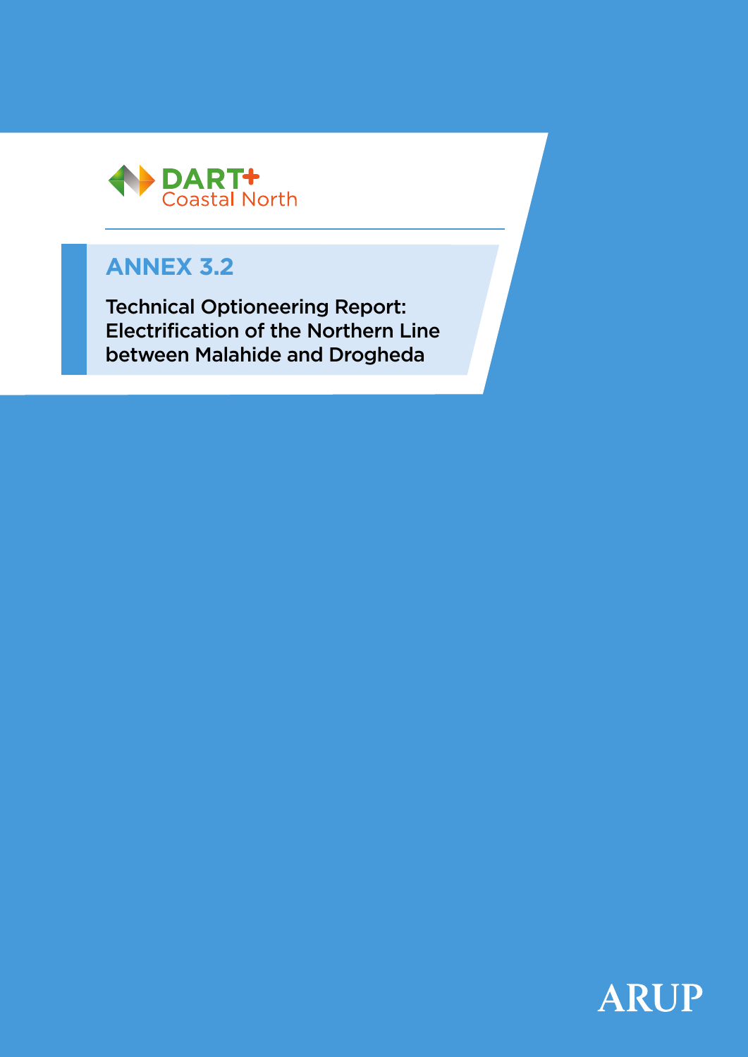DART+ Coastal North

# ANNEX 3.2

## Technical Optioneering Report: Electrification of the Northern Line between Malahide and Drogheda

ARUP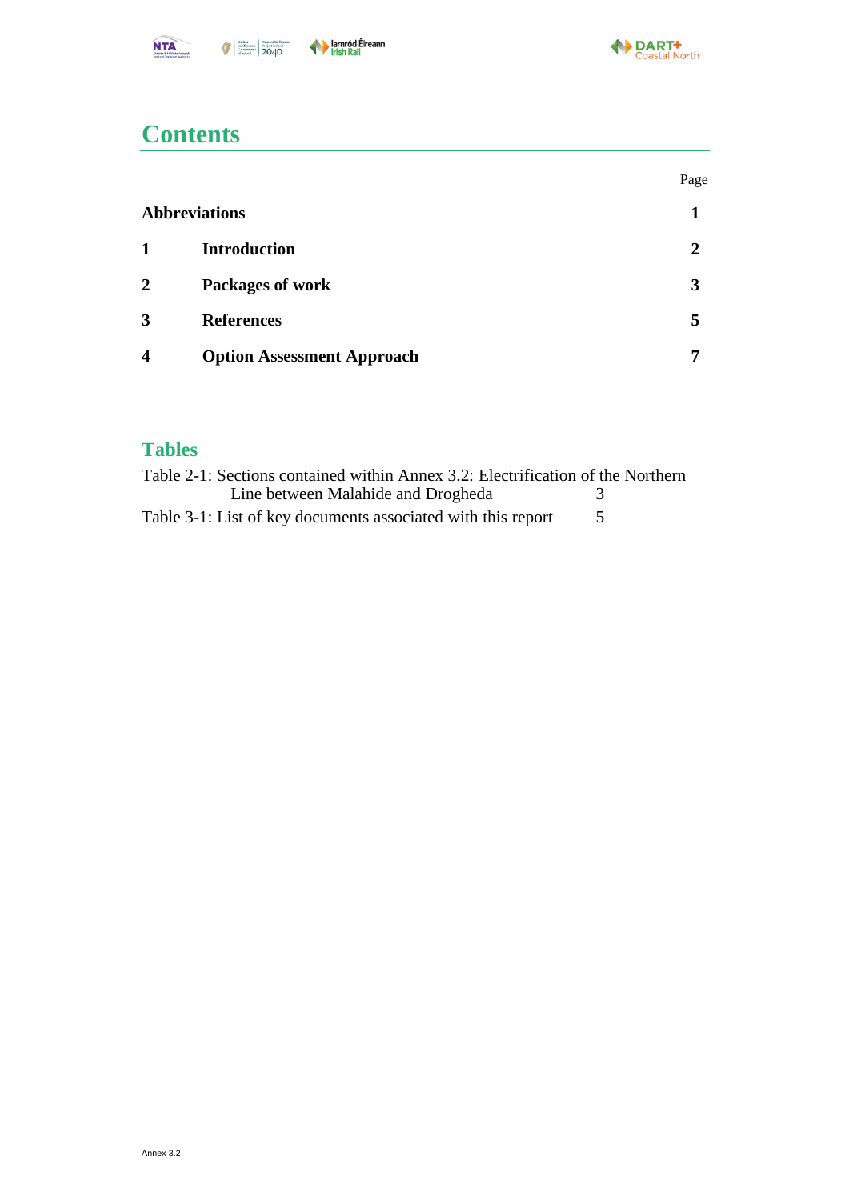# Contents

| | | Page |
|---|---|---|
| **Abbreviations** | | **1** |
| **1** | **Introduction** | **2** |
| **2** | **Packages of work** | **3** |
| **3** | **References** | **5** |
| **4** | **Option Assessment Approach** | **7** |

## Tables

Table 2-1: Sections contained within Annex 3.2: Electrification of the Northern Line between Malahide and Drogheda 3

Table 3-1: List of key documents associated with this report 5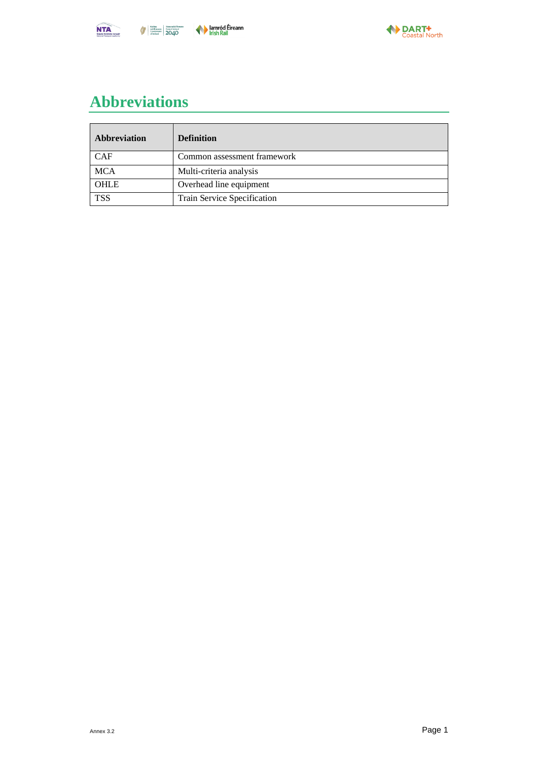# Abbreviations

| Abbreviation | Definition |
| --- | --- |
| CAF | Common assessment framework |
| MCA | Multi-criteria analysis |
| OHLE | Overhead line equipment |
| TSS | Train Service Specification |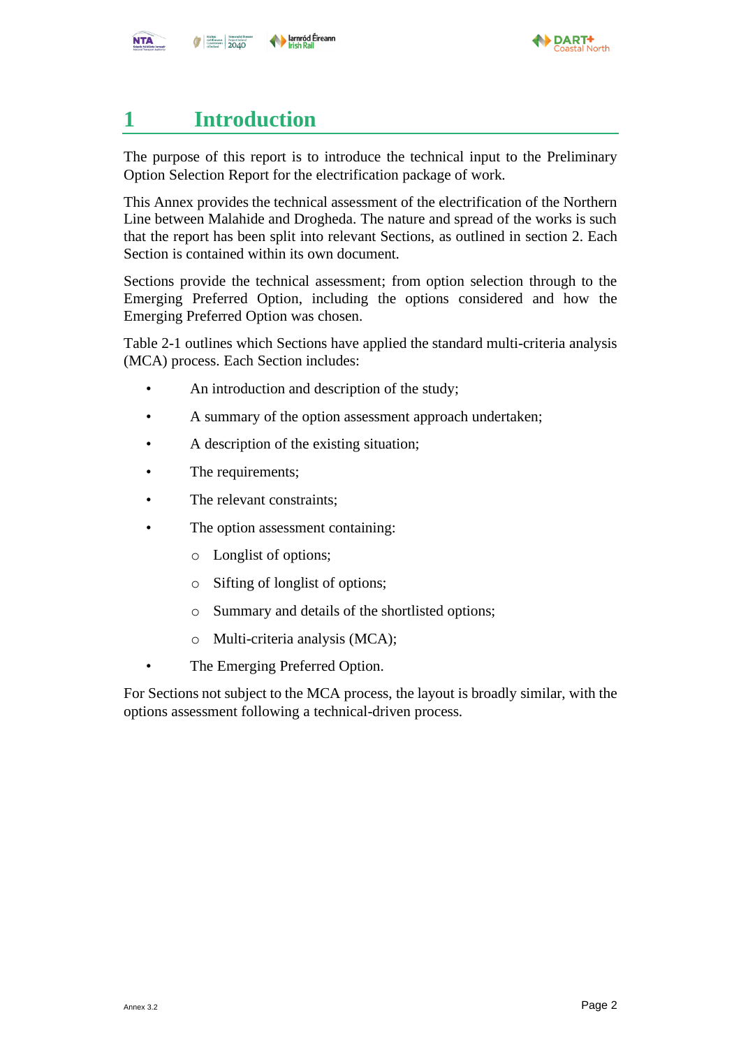# 1 Introduction

The purpose of this report is to introduce the technical input to the Preliminary Option Selection Report for the electrification package of work.

This Annex provides the technical assessment of the electrification of the Northern Line between Malahide and Drogheda. The nature and spread of the works is such that the report has been split into relevant Sections, as outlined in section 2. Each Section is contained within its own document.

Sections provide the technical assessment; from option selection through to the Emerging Preferred Option, including the options considered and how the Emerging Preferred Option was chosen.

Table 2-1 outlines which Sections have applied the standard multi-criteria analysis (MCA) process. Each Section includes:

- An introduction and description of the study;
- A summary of the option assessment approach undertaken;
- A description of the existing situation;
- The requirements;
- The relevant constraints;
- The option assessment containing:
  - Longlist of options;
  - Sifting of longlist of options;
  - Summary and details of the shortlisted options;
  - Multi-criteria analysis (MCA);
- The Emerging Preferred Option.

For Sections not subject to the MCA process, the layout is broadly similar, with the options assessment following a technical-driven process.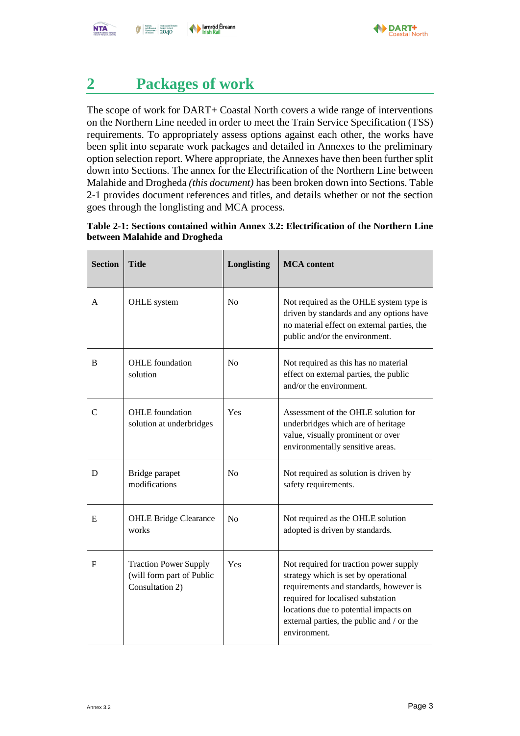# 2 Packages of work

The scope of work for DART+ Coastal North covers a wide range of interventions on the Northern Line needed in order to meet the Train Service Specification (TSS) requirements. To appropriately assess options against each other, the works have been split into separate work packages and detailed in Annexes to the preliminary option selection report. Where appropriate, the Annexes have then been further split down into Sections. The annex for the Electrification of the Northern Line between Malahide and Drogheda *(this document)* has been broken down into Sections. Table 2-1 provides document references and titles, and details whether or not the section goes through the longlisting and MCA process.

**Table 2-1: Sections contained within Annex 3.2: Electrification of the Northern Line between Malahide and Drogheda**

| Section | Title | Longlisting | MCA content |
|---|---|---|---|
| A | OHLE system | No | Not required as the OHLE system type is driven by standards and any options have no material effect on external parties, the public and/or the environment. |
| B | OHLE foundation solution | No | Not required as this has no material effect on external parties, the public and/or the environment. |
| C | OHLE foundation solution at underbridges | Yes | Assessment of the OHLE solution for underbridges which are of heritage value, visually prominent or over environmentally sensitive areas. |
| D | Bridge parapet modifications | No | Not required as solution is driven by safety requirements. |
| E | OHLE Bridge Clearance works | No | Not required as the OHLE solution adopted is driven by standards. |
| F | Traction Power Supply (will form part of Public Consultation 2) | Yes | Not required for traction power supply strategy which is set by operational requirements and standards, however is required for localised substation locations due to potential impacts on external parties, the public and / or the environment. |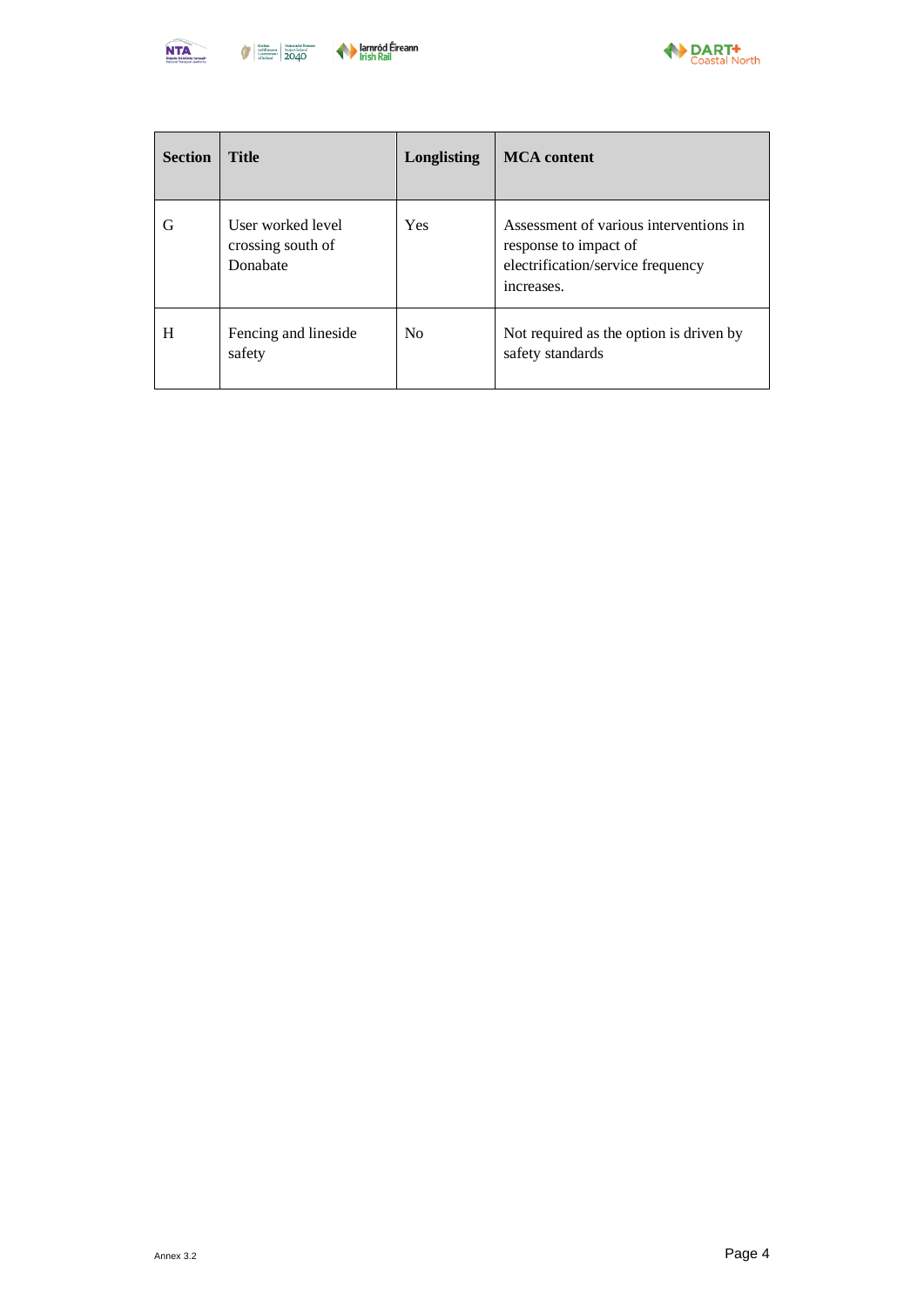| Section | Title | Longlisting | MCA content |
|---|---|---|---|
| G | User worked level crossing south of Donabate | Yes | Assessment of various interventions in response to impact of electrification/service frequency increases. |
| H | Fencing and lineside safety | No | Not required as the option is driven by safety standards |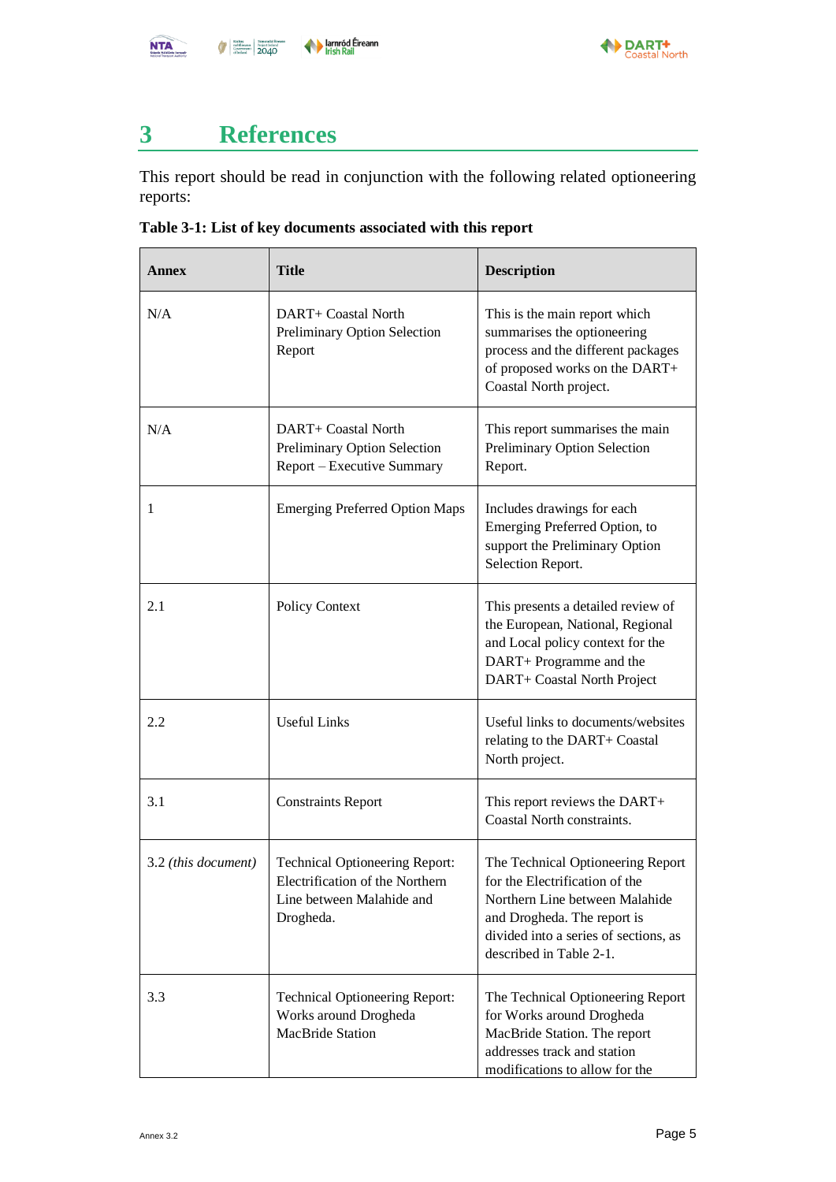# 3 References

This report should be read in conjunction with the following related optioneering reports:

**Table 3-1: List of key documents associated with this report**

| Annex | Title | Description |
|---|---|---|
| N/A | DART+ Coastal North Preliminary Option Selection Report | This is the main report which summarises the optioneering process and the different packages of proposed works on the DART+ Coastal North project. |
| N/A | DART+ Coastal North Preliminary Option Selection Report – Executive Summary | This report summarises the main Preliminary Option Selection Report. |
| 1 | Emerging Preferred Option Maps | Includes drawings for each Emerging Preferred Option, to support the Preliminary Option Selection Report. |
| 2.1 | Policy Context | This presents a detailed review of the European, National, Regional and Local policy context for the DART+ Programme and the DART+ Coastal North Project |
| 2.2 | Useful Links | Useful links to documents/websites relating to the DART+ Coastal North project. |
| 3.1 | Constraints Report | This report reviews the DART+ Coastal North constraints. |
| 3.2 *(this document)* | Technical Optioneering Report: Electrification of the Northern Line between Malahide and Drogheda. | The Technical Optioneering Report for the Electrification of the Northern Line between Malahide and Drogheda. The report is divided into a series of sections, as described in Table 2-1. |
| 3.3 | Technical Optioneering Report: Works around Drogheda MacBride Station | The Technical Optioneering Report for Works around Drogheda MacBride Station. The report addresses track and station modifications to allow for the |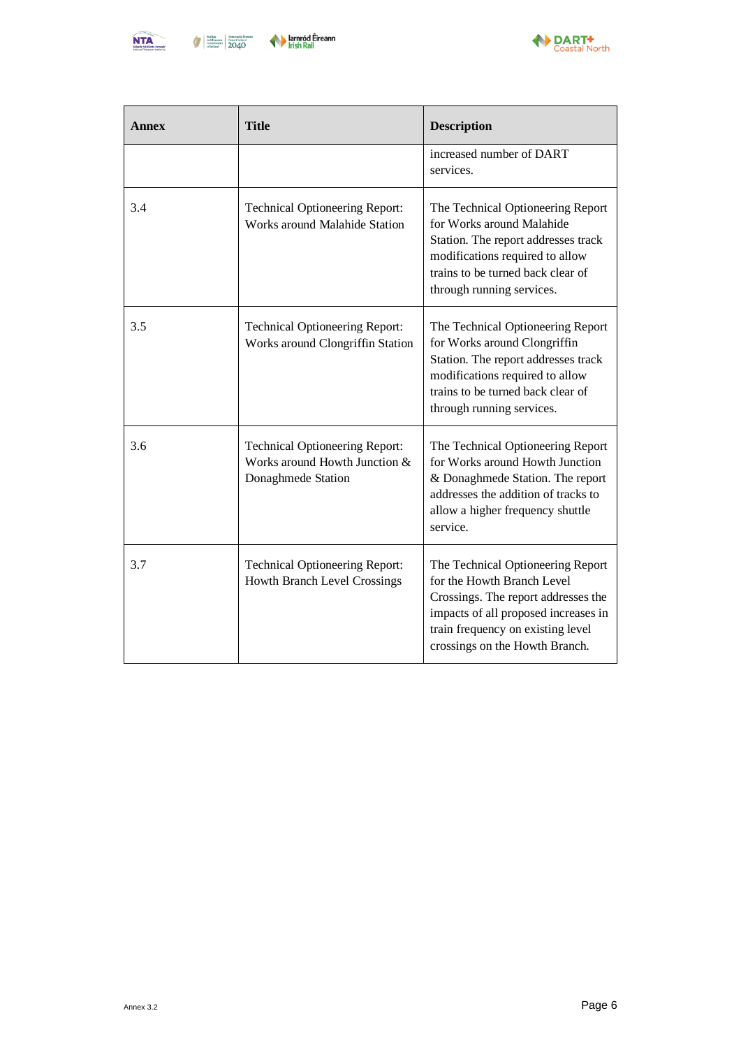| Annex | Title | Description |
|---|---|---|
| | | increased number of DART services. |
| 3.4 | Technical Optioneering Report: Works around Malahide Station | The Technical Optioneering Report for Works around Malahide Station. The report addresses track modifications required to allow trains to be turned back clear of through running services. |
| 3.5 | Technical Optioneering Report: Works around Clongriffin Station | The Technical Optioneering Report for Works around Clongriffin Station. The report addresses track modifications required to allow trains to be turned back clear of through running services. |
| 3.6 | Technical Optioneering Report: Works around Howth Junction & Donaghmede Station | The Technical Optioneering Report for Works around Howth Junction & Donaghmede Station. The report addresses the addition of tracks to allow a higher frequency shuttle service. |
| 3.7 | Technical Optioneering Report: Howth Branch Level Crossings | The Technical Optioneering Report for the Howth Branch Level Crossings. The report addresses the impacts of all proposed increases in train frequency on existing level crossings on the Howth Branch. |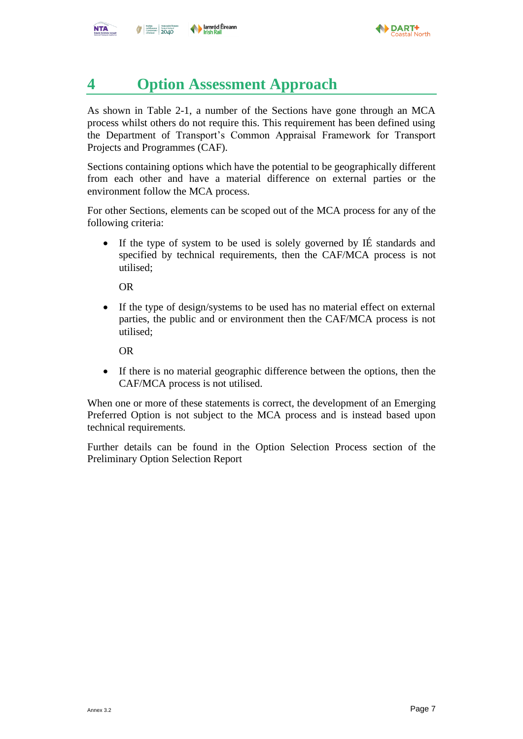# 4 Option Assessment Approach

As shown in Table 2-1, a number of the Sections have gone through an MCA process whilst others do not require this. This requirement has been defined using the Department of Transport's Common Appraisal Framework for Transport Projects and Programmes (CAF).

Sections containing options which have the potential to be geographically different from each other and have a material difference on external parties or the environment follow the MCA process.

For other Sections, elements can be scoped out of the MCA process for any of the following criteria:

- If the type of system to be used is solely governed by IÉ standards and specified by technical requirements, then the CAF/MCA process is not utilised;

  OR

- If the type of design/systems to be used has no material effect on external parties, the public and or environment then the CAF/MCA process is not utilised;

  OR

- If there is no material geographic difference between the options, then the CAF/MCA process is not utilised.

When one or more of these statements is correct, the development of an Emerging Preferred Option is not subject to the MCA process and is instead based upon technical requirements.

Further details can be found in the Option Selection Process section of the Preliminary Option Selection Report